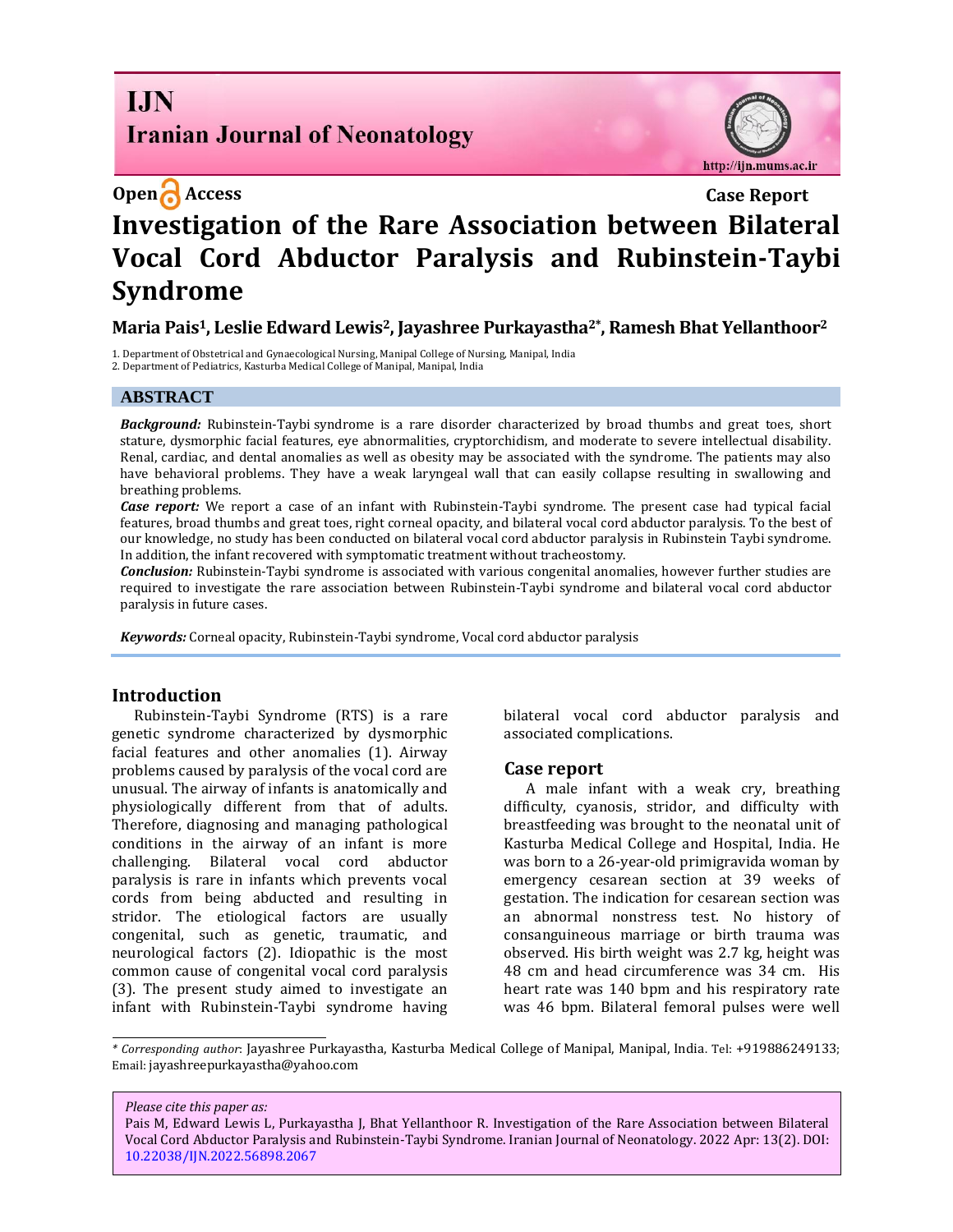# IJN
## Iranian Journal of Neonatology

Open Access

Case Report

# Investigation of the Rare Association between Bilateral Vocal Cord Abductor Paralysis and Rubinstein-Taybi Syndrome

**Maria Pais[1], Leslie Edward Lewis[2], Jayashree Purkayastha[2*], Ramesh Bhat Yellanthoor[2]**

1. Department of Obstetrical and Gynaecological Nursing, Manipal College of Nursing, Manipal, India
2. Department of Pediatrics, Kasturba Medical College of Manipal, Manipal, India

## ABSTRACT

***Background:*** Rubinstein-Taybi syndrome is a rare disorder characterized by broad thumbs and great toes, short stature, dysmorphic facial features, eye abnormalities, cryptorchidism, and moderate to severe intellectual disability. Renal, cardiac, and dental anomalies as well as obesity may be associated with the syndrome. The patients may also have behavioral problems. They have a weak laryngeal wall that can easily collapse resulting in swallowing and breathing problems.

***Case report:*** We report a case of an infant with Rubinstein-Taybi syndrome. The present case had typical facial features, broad thumbs and great toes, right corneal opacity, and bilateral vocal cord abductor paralysis. To the best of our knowledge, no study has been conducted on bilateral vocal cord abductor paralysis in Rubinstein Taybi syndrome. In addition, the infant recovered with symptomatic treatment without tracheostomy.

***Conclusion:*** Rubinstein-Taybi syndrome is associated with various congenital anomalies, however further studies are required to investigate the rare association between Rubinstein-Taybi syndrome and bilateral vocal cord abductor paralysis in future cases.

***Keywords:*** Corneal opacity, Rubinstein-Taybi syndrome, Vocal cord abductor paralysis

## Introduction

Rubinstein-Taybi Syndrome (RTS) is a rare genetic syndrome characterized by dysmorphic facial features and other anomalies (1). Airway problems caused by paralysis of the vocal cord are unusual. The airway of infants is anatomically and physiologically different from that of adults. Therefore, diagnosing and managing pathological conditions in the airway of an infant is more challenging. Bilateral vocal cord abductor paralysis is rare in infants which prevents vocal cords from being abducted and resulting in stridor. The etiological factors are usually congenital, such as genetic, traumatic, and neurological factors (2). Idiopathic is the most common cause of congenital vocal cord paralysis (3). The present study aimed to investigate an infant with Rubinstein-Taybi syndrome having bilateral vocal cord abductor paralysis and associated complications.

## Case report

A male infant with a weak cry, breathing difficulty, cyanosis, stridor, and difficulty with breastfeeding was brought to the neonatal unit of Kasturba Medical College and Hospital, India. He was born to a 26-year-old primigravida woman by emergency cesarean section at 39 weeks of gestation. The indication for cesarean section was an abnormal nonstress test. No history of consanguineous marriage or birth trauma was observed. His birth weight was 2.7 kg, height was 48 cm and head circumference was 34 cm. His heart rate was 140 bpm and his respiratory rate was 46 bpm. Bilateral femoral pulses were well

---

*\* Corresponding author*: Jayashree Purkayastha, Kasturba Medical College of Manipal, Manipal, India. Tel: +919886249133; Email: jayashreepurkayastha@yahoo.com

*Please cite this paper as:*
Pais M, Edward Lewis L, Purkayastha J, Bhat Yellanthoor R. Investigation of the Rare Association between Bilateral Vocal Cord Abductor Paralysis and Rubinstein-Taybi Syndrome. Iranian Journal of Neonatology. 2022 Apr: 13(2). DOI: 10.22038/IJN.2022.56898.2067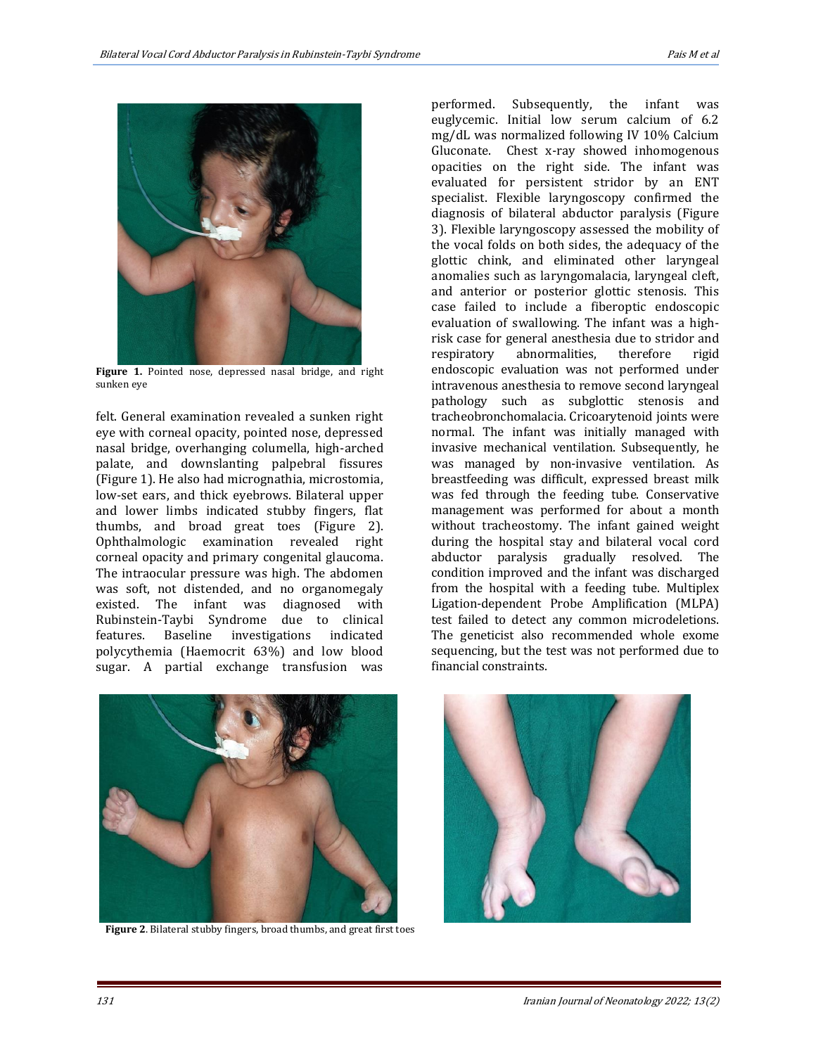Figure 1. Pointed nose, depressed nasal bridge, and right sunken eye

felt. General examination revealed a sunken right eye with corneal opacity, pointed nose, depressed nasal bridge, overhanging columella, high-arched palate, and downslanting palpebral fissures (Figure 1). He also had micrognathia, microstomia, low-set ears, and thick eyebrows. Bilateral upper and lower limbs indicated stubby fingers, flat thumbs, and broad great toes (Figure 2). Ophthalmologic examination revealed right corneal opacity and primary congenital glaucoma. The intraocular pressure was high. The abdomen was soft, not distended, and no organomegaly existed. The infant was diagnosed with Rubinstein-Taybi Syndrome due to clinical features. Baseline investigations indicated polycythemia (Haemocrit 63%) and low blood sugar. A partial exchange transfusion was performed. Subsequently, the infant was euglycemic. Initial low serum calcium of 6.2 mg/dL was normalized following IV 10% Calcium Gluconate. Chest x-ray showed inhomogenous opacities on the right side. The infant was evaluated for persistent stridor by an ENT specialist. Flexible laryngoscopy confirmed the diagnosis of bilateral abductor paralysis (Figure 3). Flexible laryngoscopy assessed the mobility of the vocal folds on both sides, the adequacy of the glottic chink, and eliminated other laryngeal anomalies such as laryngomalacia, laryngeal cleft, and anterior or posterior glottic stenosis. This case failed to include a fiberoptic endoscopic evaluation of swallowing. The infant was a high-risk case for general anesthesia due to stridor and respiratory abnormalities, therefore rigid endoscopic evaluation was not performed under intravenous anesthesia to remove second laryngeal pathology such as subglottic stenosis and tracheobronchomalacia. Cricoarytenoid joints were normal. The infant was initially managed with invasive mechanical ventilation. Subsequently, he was managed by non-invasive ventilation. As breastfeeding was difficult, expressed breast milk was fed through the feeding tube. Conservative management was performed for about a month without tracheostomy. The infant gained weight during the hospital stay and bilateral vocal cord abductor paralysis gradually resolved. The condition improved and the infant was discharged from the hospital with a feeding tube. Multiplex Ligation-dependent Probe Amplification (MLPA) test failed to detect any common microdeletions. The geneticist also recommended whole exome sequencing, but the test was not performed due to financial constraints.

Figure 2. Bilateral stubby fingers, broad thumbs, and great first toes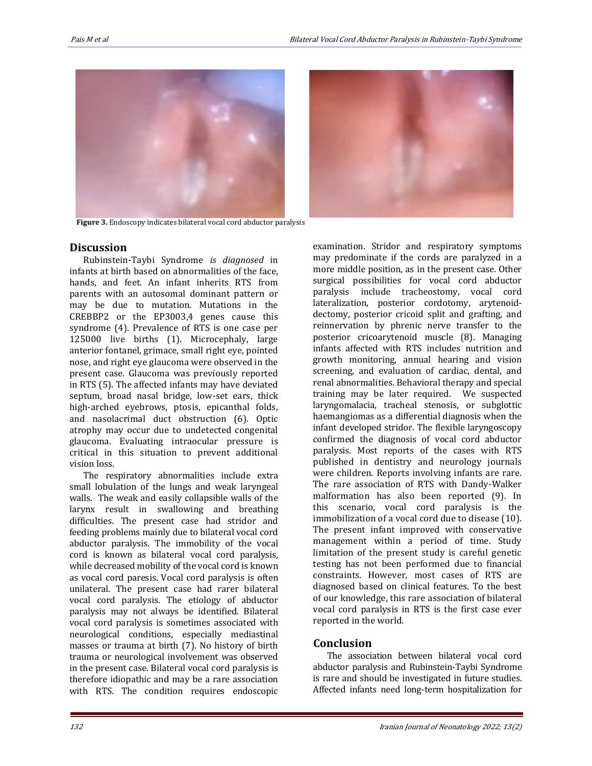**Figure 3.** Endoscopy indicates bilateral vocal cord abductor paralysis

## Discussion

Rubinstein-Taybi Syndrome *is diagnosed* in infants at birth based on abnormalities of the face, hands, and feet. An infant inherits RTS from parents with an autosomal dominant pattern or may be due to mutation. Mutations in the CREBBP2 or the EP3003,4 genes cause this syndrome (4). Prevalence of RTS is one case per 125000 live births (1). Microcephaly, large anterior fontanel, grimace, small right eye, pointed nose, and right eye glaucoma were observed in the present case. Glaucoma was previously reported in RTS (5). The affected infants may have deviated septum, broad nasal bridge, low-set ears, thick high-arched eyebrows, ptosis, epicanthal folds, and nasolacrimal duct obstruction (6). Optic atrophy may occur due to undetected congenital glaucoma. Evaluating intraocular pressure is critical in this situation to prevent additional vision loss.

The respiratory abnormalities include extra small lobulation of the lungs and weak laryngeal walls. The weak and easily collapsible walls of the larynx result in swallowing and breathing difficulties. The present case had stridor and feeding problems mainly due to bilateral vocal cord abductor paralysis. The immobility of the vocal cord is known as bilateral vocal cord paralysis, while decreased mobility of the vocal cord is known as vocal cord paresis. Vocal cord paralysis is often unilateral. The present case had rarer bilateral vocal cord paralysis. The etiology of abductor paralysis may not always be identified. Bilateral vocal cord paralysis is sometimes associated with neurological conditions, especially mediastinal masses or trauma at birth (7). No history of birth trauma or neurological involvement was observed in the present case. Bilateral vocal cord paralysis is therefore idiopathic and may be a rare association with RTS. The condition requires endoscopic examination. Stridor and respiratory symptoms may predominate if the cords are paralyzed in a more middle position, as in the present case. Other surgical possibilities for vocal cord abductor paralysis include tracheostomy, vocal cord lateralization, posterior cordotomy, arytenoid-dectomy, posterior cricoid split and grafting, and reinnervation by phrenic nerve transfer to the posterior cricoarytenoid muscle (8). Managing infants affected with RTS includes nutrition and growth monitoring, annual hearing and vision screening, and evaluation of cardiac, dental, and renal abnormalities. Behavioral therapy and special training may be later required. We suspected laryngomalacia, tracheal stenosis, or subglottic haemangiomas as a differential diagnosis when the infant developed stridor. The flexible laryngoscopy confirmed the diagnosis of vocal cord abductor paralysis. Most reports of the cases with RTS published in dentistry and neurology journals were children. Reports involving infants are rare. The rare association of RTS with Dandy-Walker malformation has also been reported (9). In this scenario, vocal cord paralysis is the immobilization of a vocal cord due to disease (10). The present infant improved with conservative management within a period of time. Study limitation of the present study is careful genetic testing has not been performed due to financial constraints. However, most cases of RTS are diagnosed based on clinical features. To the best of our knowledge, this rare association of bilateral vocal cord paralysis in RTS is the first case ever reported in the world.

## Conclusion

The association between bilateral vocal cord abductor paralysis and Rubinstein-Taybi Syndrome is rare and should be investigated in future studies. Affected infants need long-term hospitalization for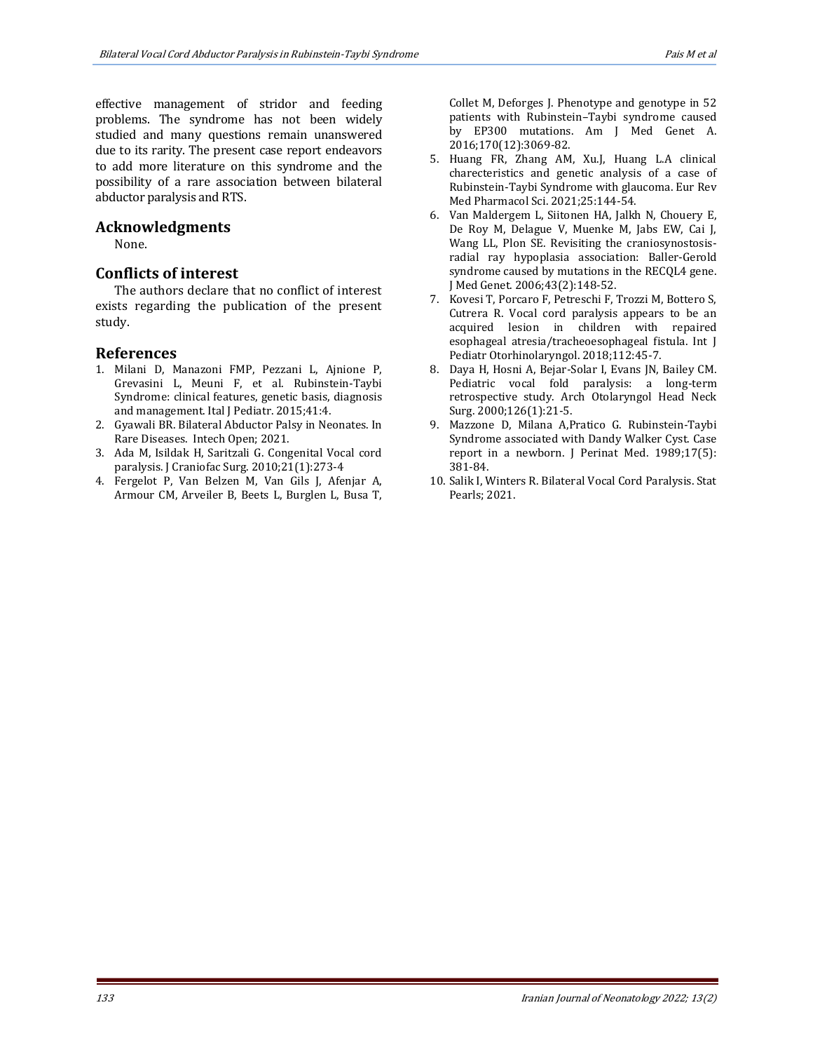effective management of stridor and feeding problems. The syndrome has not been widely studied and many questions remain unanswered due to its rarity. The present case report endeavors to add more literature on this syndrome and the possibility of a rare association between bilateral abductor paralysis and RTS.

## Acknowledgments

None.

## Conflicts of interest

The authors declare that no conflict of interest exists regarding the publication of the present study.

## References

1. Milani D, Manazoni FMP, Pezzani L, Ajnione P, Grevasini L, Meuni F, et al. Rubinstein-Taybi Syndrome: clinical features, genetic basis, diagnosis and management. Ital J Pediatr. 2015;41:4.
2. Gyawali BR. Bilateral Abductor Palsy in Neonates. In Rare Diseases. Intech Open; 2021.
3. Ada M, Isildak H, Saritzali G. Congenital Vocal cord paralysis. J Craniofac Surg. 2010;21(1):273-4
4. Fergelot P, Van Belzen M, Van Gils J, Afenjar A, Armour CM, Arveiler B, Beets L, Burglen L, Busa T, Collet M, Deforges J. Phenotype and genotype in 52 patients with Rubinstein–Taybi syndrome caused by EP300 mutations. Am J Med Genet A. 2016;170(12):3069-82.
5. Huang FR, Zhang AM, Xu.J, Huang L.A clinical charecteristics and genetic analysis of a case of Rubinstein-Taybi Syndrome with glaucoma. Eur Rev Med Pharmacol Sci. 2021;25:144-54.
6. Van Maldergem L, Siitonen HA, Jalkh N, Chouery E, De Roy M, Delague V, Muenke M, Jabs EW, Cai J, Wang LL, Plon SE. Revisiting the craniosynostosis-radial ray hypoplasia association: Baller-Gerold syndrome caused by mutations in the RECQL4 gene. J Med Genet. 2006;43(2):148-52.
7. Kovesi T, Porcaro F, Petreschi F, Trozzi M, Bottero S, Cutrera R. Vocal cord paralysis appears to be an acquired lesion in children with repaired esophageal atresia/tracheoesophageal fistula. Int J Pediatr Otorhinolaryngol. 2018;112:45-7.
8. Daya H, Hosni A, Bejar-Solar I, Evans JN, Bailey CM. Pediatric vocal fold paralysis: a long-term retrospective study. Arch Otolaryngol Head Neck Surg. 2000;126(1):21-5.
9. Mazzone D, Milana A,Pratico G. Rubinstein-Taybi Syndrome associated with Dandy Walker Cyst. Case report in a newborn. J Perinat Med. 1989;17(5): 381-84.
10. Salik I, Winters R. Bilateral Vocal Cord Paralysis. Stat Pearls; 2021.